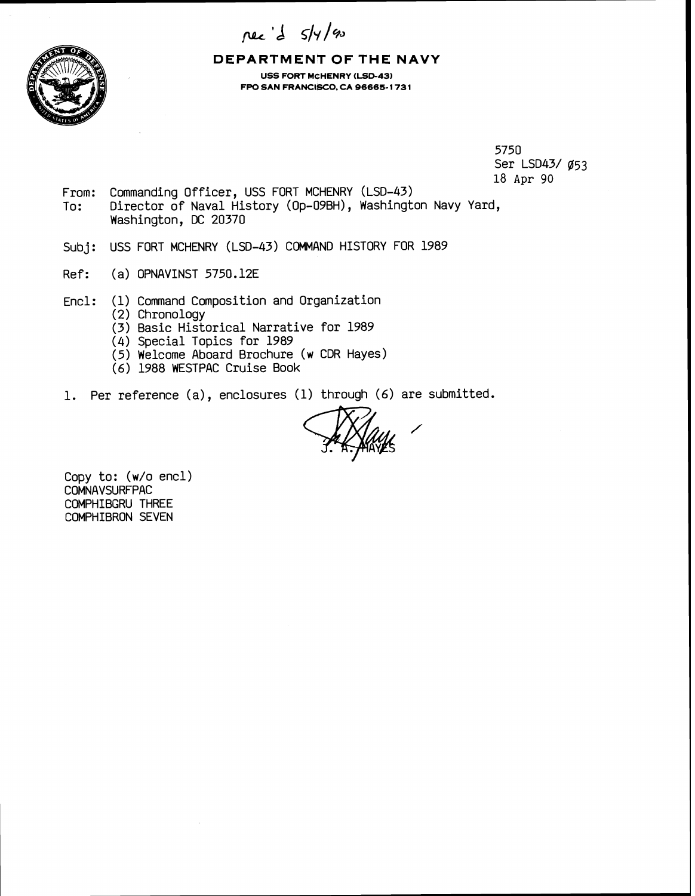rec'd 5/4/90

# DEPARTMENT OF THE NAVY

**USS FORT McHENRY (LSD-43)**
**FPO SAN FRANCISCO, CA 96665-1731**

5750
Ser LSD43/ Ø53
18 Apr 90

From: Commanding Officer, USS FORT MCHENRY (LSD-43)
To: Director of Naval History (Op-09BH), Washington Navy Yard, Washington, DC 20370

Subj: USS FORT MCHENRY (LSD-43) COMMAND HISTORY FOR 1989

Ref: (a) OPNAVINST 5750.12E

Encl: (1) Command Composition and Organization
(2) Chronology
(3) Basic Historical Narrative for 1989
(4) Special Topics for 1989
(5) Welcome Aboard Brochure (w CDR Hayes)
(6) 1988 WESTPAC Cruise Book

1. Per reference (a), enclosures (1) through (6) are submitted.

J. A. HAYES

Copy to: (w/o encl)
COMNAVSURFPAC
COMPHIBGRU THREE
COMPHIBRON SEVEN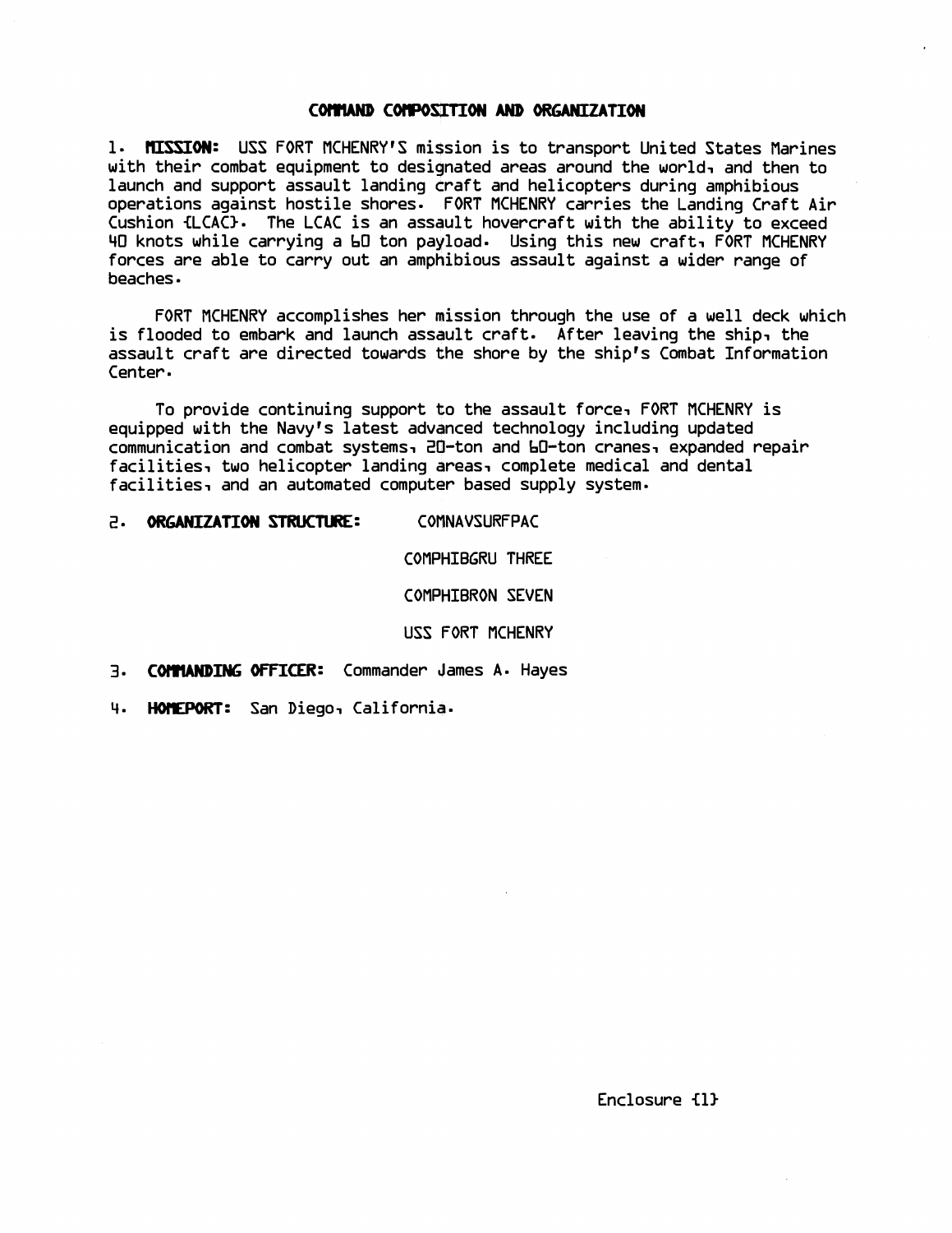## COMMAND COMPOSITION AND ORGANIZATION

1. **MISSION:** USS FORT MCHENRY'S mission is to transport United States Marines with their combat equipment to designated areas around the world, and then to launch and support assault landing craft and helicopters during amphibious operations against hostile shores. FORT MCHENRY carries the Landing Craft Air Cushion (LCAC). The LCAC is an assault hovercraft with the ability to exceed 40 knots while carrying a 60 ton payload. Using this new craft, FORT MCHENRY forces are able to carry out an amphibious assault against a wider range of beaches.

FORT MCHENRY accomplishes her mission through the use of a well deck which is flooded to embark and launch assault craft. After leaving the ship, the assault craft are directed towards the shore by the ship's Combat Information Center.

To provide continuing support to the assault force, FORT MCHENRY is equipped with the Navy's latest advanced technology including updated communication and combat systems, 20-ton and 60-ton cranes, expanded repair facilities, two helicopter landing areas, complete medical and dental facilities, and an automated computer based supply system.

2. **ORGANIZATION STRUCTURE:**

   COMNAVSURFPAC

   COMPHIBGRU THREE

   COMPHIBRON SEVEN

   USS FORT MCHENRY

3. **COMMANDING OFFICER:** Commander James A. Hayes

4. **HOMEPORT:** San Diego, California.

Enclosure (1)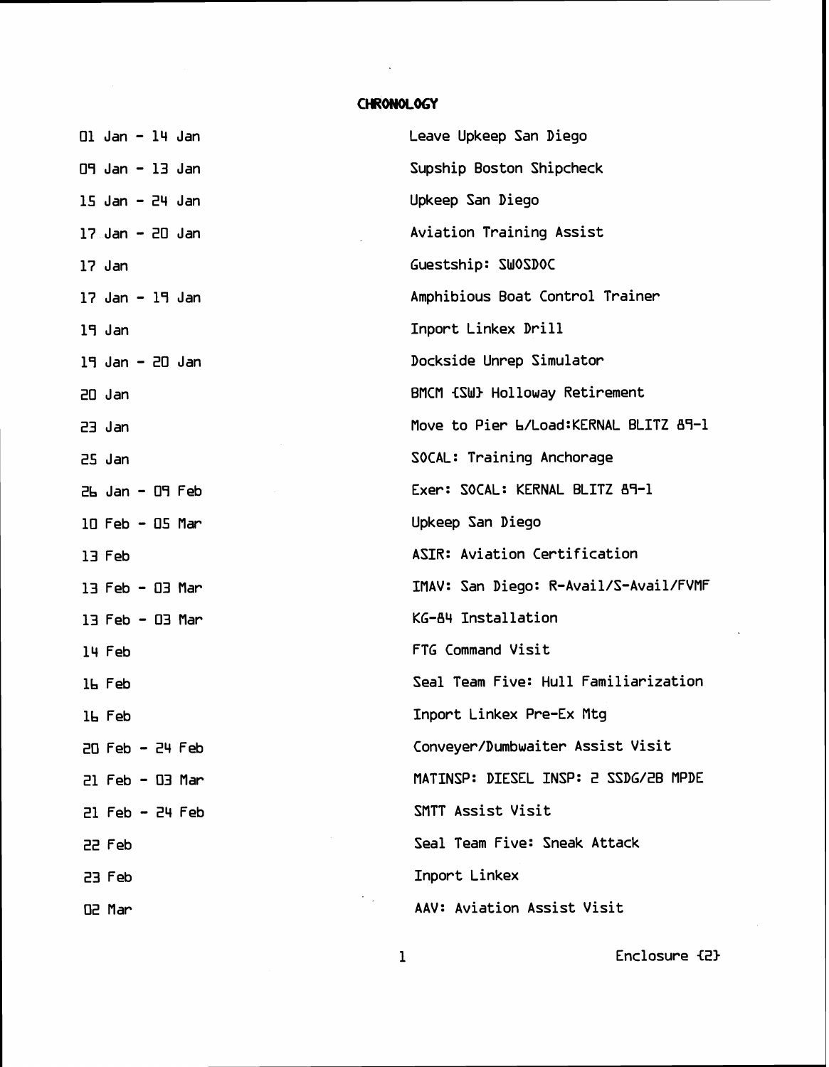# CHRONOLOGY

| | |
|---|---|
| 01 Jan - 14 Jan | Leave Upkeep San Diego |
| 09 Jan - 13 Jan | Supship Boston Shipcheck |
| 15 Jan - 24 Jan | Upkeep San Diego |
| 17 Jan - 20 Jan | Aviation Training Assist |
| 17 Jan | Guestship: SWOSDOC |
| 17 Jan - 19 Jan | Amphibious Boat Control Trainer |
| 19 Jan | Inport Linkex Drill |
| 19 Jan - 20 Jan | Dockside Unrep Simulator |
| 20 Jan | BMCM (SW) Holloway Retirement |
| 23 Jan | Move to Pier 6/Load:KERNAL BLITZ 89-1 |
| 25 Jan | SOCAL: Training Anchorage |
| 26 Jan - 09 Feb | Exer: SOCAL: KERNAL BLITZ 89-1 |
| 10 Feb - 05 Mar | Upkeep San Diego |
| 13 Feb | ASIR: Aviation Certification |
| 13 Feb - 03 Mar | IMAV: San Diego: R-Avail/S-Avail/FVMF |
| 13 Feb - 03 Mar | KG-84 Installation |
| 14 Feb | FTG Command Visit |
| 16 Feb | Seal Team Five: Hull Familiarization |
| 16 Feb | Inport Linkex Pre-Ex Mtg |
| 20 Feb - 24 Feb | Conveyer/Dumbwaiter Assist Visit |
| 21 Feb - 03 Mar | MATINSP: DIESEL INSP: 2 SSDG/2B MPDE |
| 21 Feb - 24 Feb | SMTT Assist Visit |
| 22 Feb | Seal Team Five: Sneak Attack |
| 23 Feb | Inport Linkex |
| 02 Mar | AAV: Aviation Assist Visit |

Enclosure (2)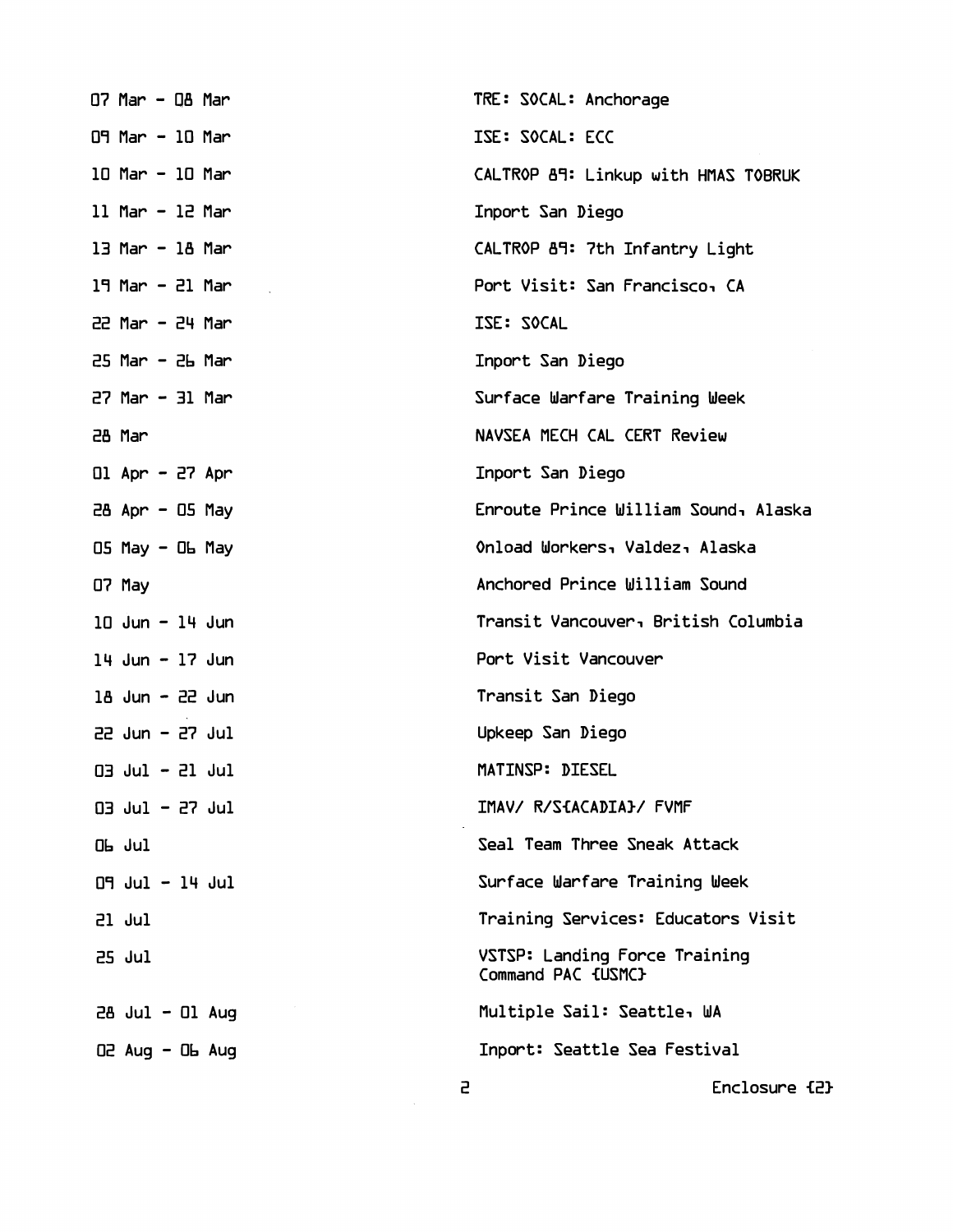| | |
|---|---|
| 07 Mar - 08 Mar | TRE: SOCAL: Anchorage |
| 09 Mar - 10 Mar | ISE: SOCAL: ECC |
| 10 Mar - 10 Mar | CALTROP 89: Linkup with HMAS TOBRUK |
| 11 Mar - 12 Mar | Inport San Diego |
| 13 Mar - 18 Mar | CALTROP 89: 7th Infantry Light |
| 19 Mar - 21 Mar | Port Visit: San Francisco, CA |
| 22 Mar - 24 Mar | ISE: SOCAL |
| 25 Mar - 26 Mar | Inport San Diego |
| 27 Mar - 31 Mar | Surface Warfare Training Week |
| 28 Mar | NAVSEA MECH CAL CERT Review |
| 01 Apr - 27 Apr | Inport San Diego |
| 28 Apr - 05 May | Enroute Prince William Sound, Alaska |
| 05 May - 06 May | Onload Workers, Valdez, Alaska |
| 07 May | Anchored Prince William Sound |
| 10 Jun - 14 Jun | Transit Vancouver, British Columbia |
| 14 Jun - 17 Jun | Port Visit Vancouver |
| 18 Jun - 22 Jun | Transit San Diego |
| 22 Jun - 27 Jul | Upkeep San Diego |
| 03 Jul - 21 Jul | MATINSP: DIESEL |
| 03 Jul - 27 Jul | IMAV/ R/S(ACADIA)/ FVMF |
| 06 Jul | Seal Team Three Sneak Attack |
| 09 Jul - 14 Jul | Surface Warfare Training Week |
| 21 Jul | Training Services: Educators Visit |
| 25 Jul | VSTSP: Landing Force Training Command PAC (USMC) |
| 28 Jul - 01 Aug | Multiple Sail: Seattle, WA |
| 02 Aug - 06 Aug | Inport: Seattle Sea Festival |

Enclosure (2)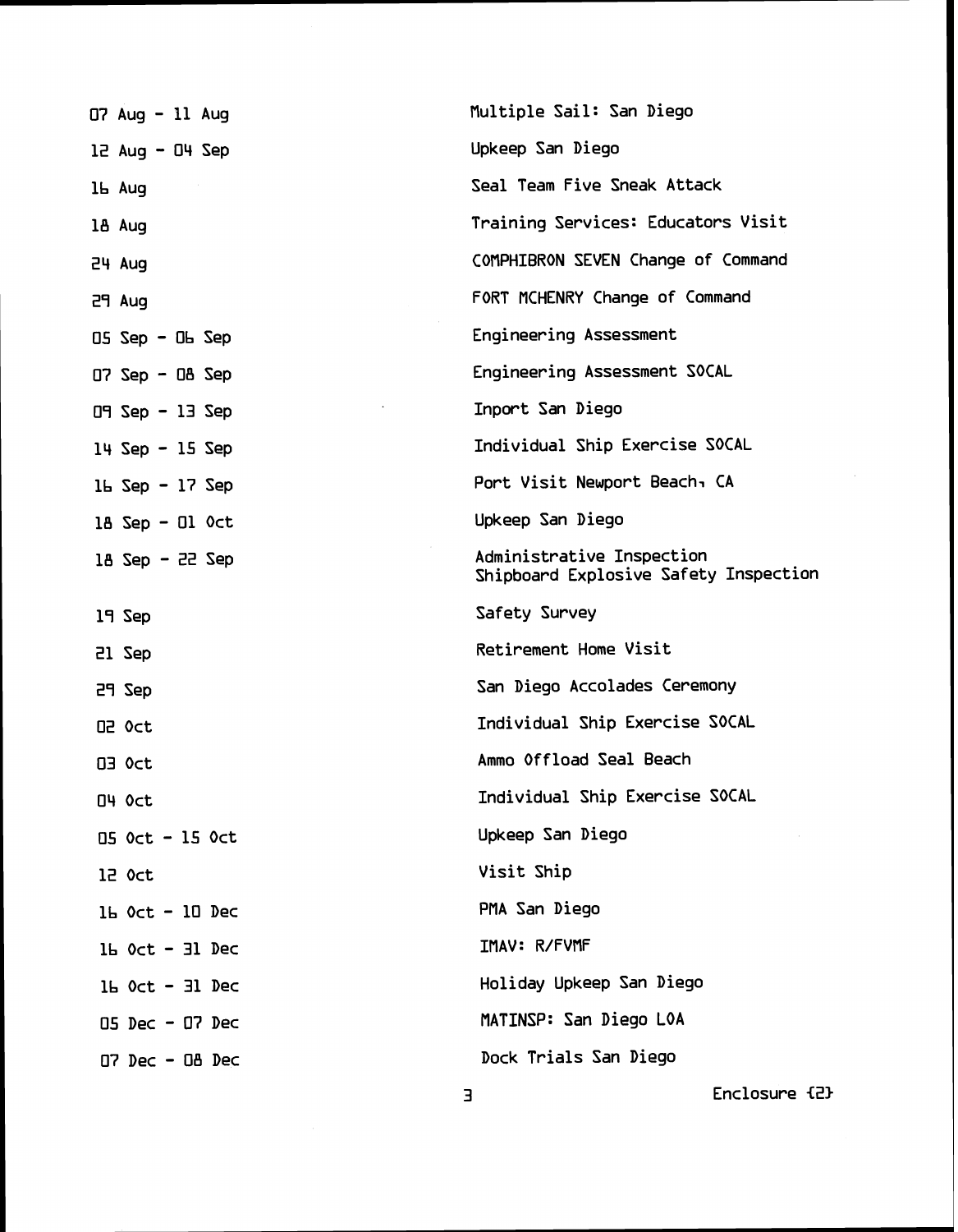| | |
|---|---|
| 07 Aug - 11 Aug | Multiple Sail: San Diego |
| 12 Aug - 04 Sep | Upkeep San Diego |
| 16 Aug | Seal Team Five Sneak Attack |
| 18 Aug | Training Services: Educators Visit |
| 24 Aug | COMPHIBRON SEVEN Change of Command |
| 29 Aug | FORT MCHENRY Change of Command |
| 05 Sep - 06 Sep | Engineering Assessment |
| 07 Sep - 08 Sep | Engineering Assessment SOCAL |
| 09 Sep - 13 Sep | Inport San Diego |
| 14 Sep - 15 Sep | Individual Ship Exercise SOCAL |
| 16 Sep - 17 Sep | Port Visit Newport Beach, CA |
| 18 Sep - 01 Oct | Upkeep San Diego |
| 18 Sep - 22 Sep | Administrative Inspection<br>Shipboard Explosive Safety Inspection |
| 19 Sep | Safety Survey |
| 21 Sep | Retirement Home Visit |
| 29 Sep | San Diego Accolades Ceremony |
| 02 Oct | Individual Ship Exercise SOCAL |
| 03 Oct | Ammo Offload Seal Beach |
| 04 Oct | Individual Ship Exercise SOCAL |
| 05 Oct - 15 Oct | Upkeep San Diego |
| 12 Oct | Visit Ship |
| 16 Oct - 10 Dec | PMA San Diego |
| 16 Oct - 31 Dec | IMAV: R/FVMF |
| 16 Oct - 31 Dec | Holiday Upkeep San Diego |
| 05 Dec - 07 Dec | MATINSP: San Diego LOA |
| 07 Dec - 08 Dec | Dock Trials San Diego |

Enclosure (2)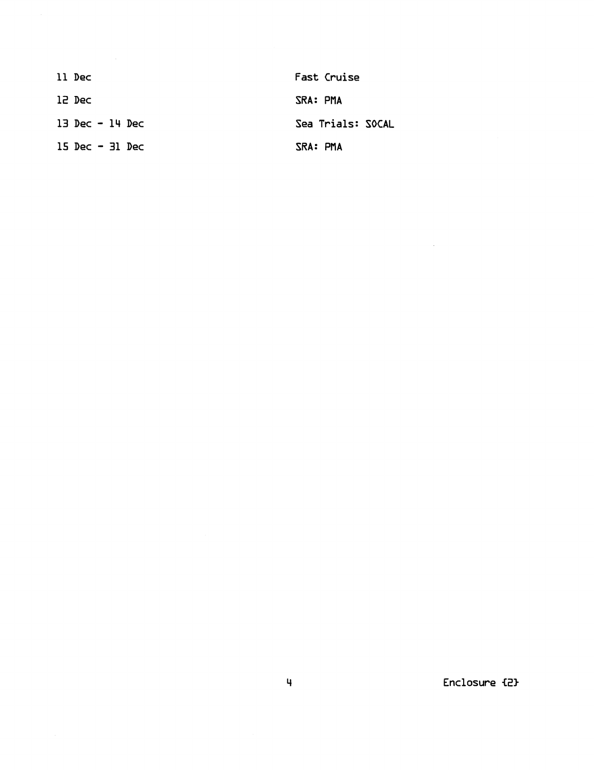| | |
|---|---|
| 11 Dec | Fast Cruise |
| 12 Dec | SRA: PMA |
| 13 Dec - 14 Dec | Sea Trials: SOCAL |
| 15 Dec - 31 Dec | SRA: PMA |

Enclosure (2)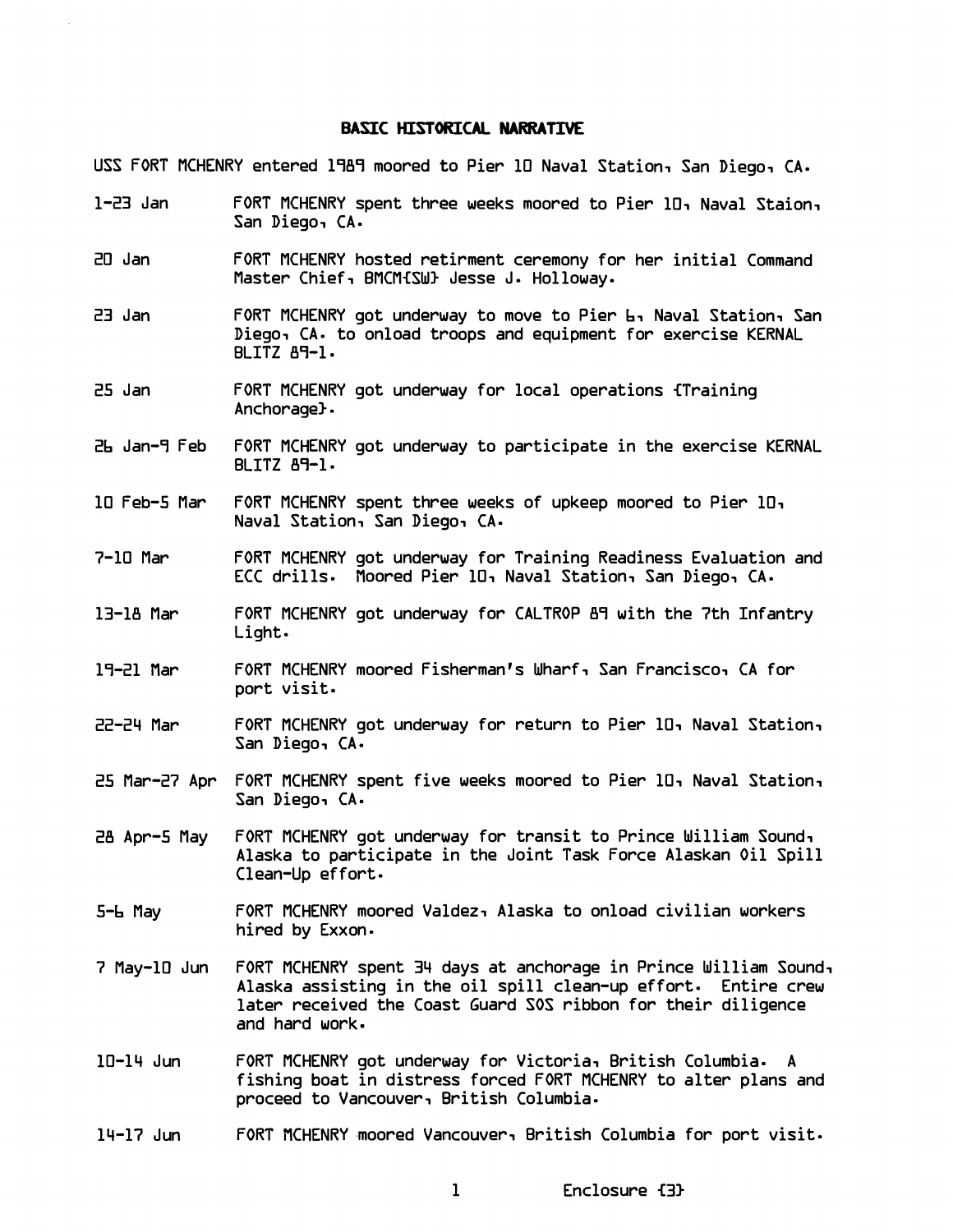## BASIC HISTORICAL NARRATIVE

USS FORT MCHENRY entered 1989 moored to Pier 10 Naval Station, San Diego, CA.

| | |
|---|---|
| 1-23 Jan | FORT MCHENRY spent three weeks moored to Pier 10, Naval Staion, San Diego, CA. |
| 20 Jan | FORT MCHENRY hosted retirment ceremony for her initial Command Master Chief, BMCM(SW) Jesse J. Holloway. |
| 23 Jan | FORT MCHENRY got underway to move to Pier 6, Naval Station, San Diego, CA. to onload troops and equipment for exercise KERNAL BLITZ 89-1. |
| 25 Jan | FORT MCHENRY got underway for local operations (Training Anchorage). |
| 26 Jan-9 Feb | FORT MCHENRY got underway to participate in the exercise KERNAL BLITZ 89-1. |
| 10 Feb-5 Mar | FORT MCHENRY spent three weeks of upkeep moored to Pier 10, Naval Station, San Diego, CA. |
| 7-10 Mar | FORT MCHENRY got underway for Training Readiness Evaluation and ECC drills. Moored Pier 10, Naval Station, San Diego, CA. |
| 13-18 Mar | FORT MCHENRY got underway for CALTROP 89 with the 7th Infantry Light. |
| 19-21 Mar | FORT MCHENRY moored Fisherman's Wharf, San Francisco, CA for port visit. |
| 22-24 Mar | FORT MCHENRY got underway for return to Pier 10, Naval Station, San Diego, CA. |
| 25 Mar-27 Apr | FORT MCHENRY spent five weeks moored to Pier 10, Naval Station, San Diego, CA. |
| 28 Apr-5 May | FORT MCHENRY got underway for transit to Prince William Sound, Alaska to participate in the Joint Task Force Alaskan Oil Spill Clean-Up effort. |
| 5-6 May | FORT MCHENRY moored Valdez, Alaska to onload civilian workers hired by Exxon. |
| 7 May-10 Jun | FORT MCHENRY spent 34 days at anchorage in Prince William Sound, Alaska assisting in the oil spill clean-up effort. Entire crew later received the Coast Guard SOS ribbon for their diligence and hard work. |
| 10-14 Jun | FORT MCHENRY got underway for Victoria, British Columbia. A fishing boat in distress forced FORT MCHENRY to alter plans and proceed to Vancouver, British Columbia. |
| 14-17 Jun | FORT MCHENRY moored Vancouver, British Columbia for port visit. |

Enclosure (3)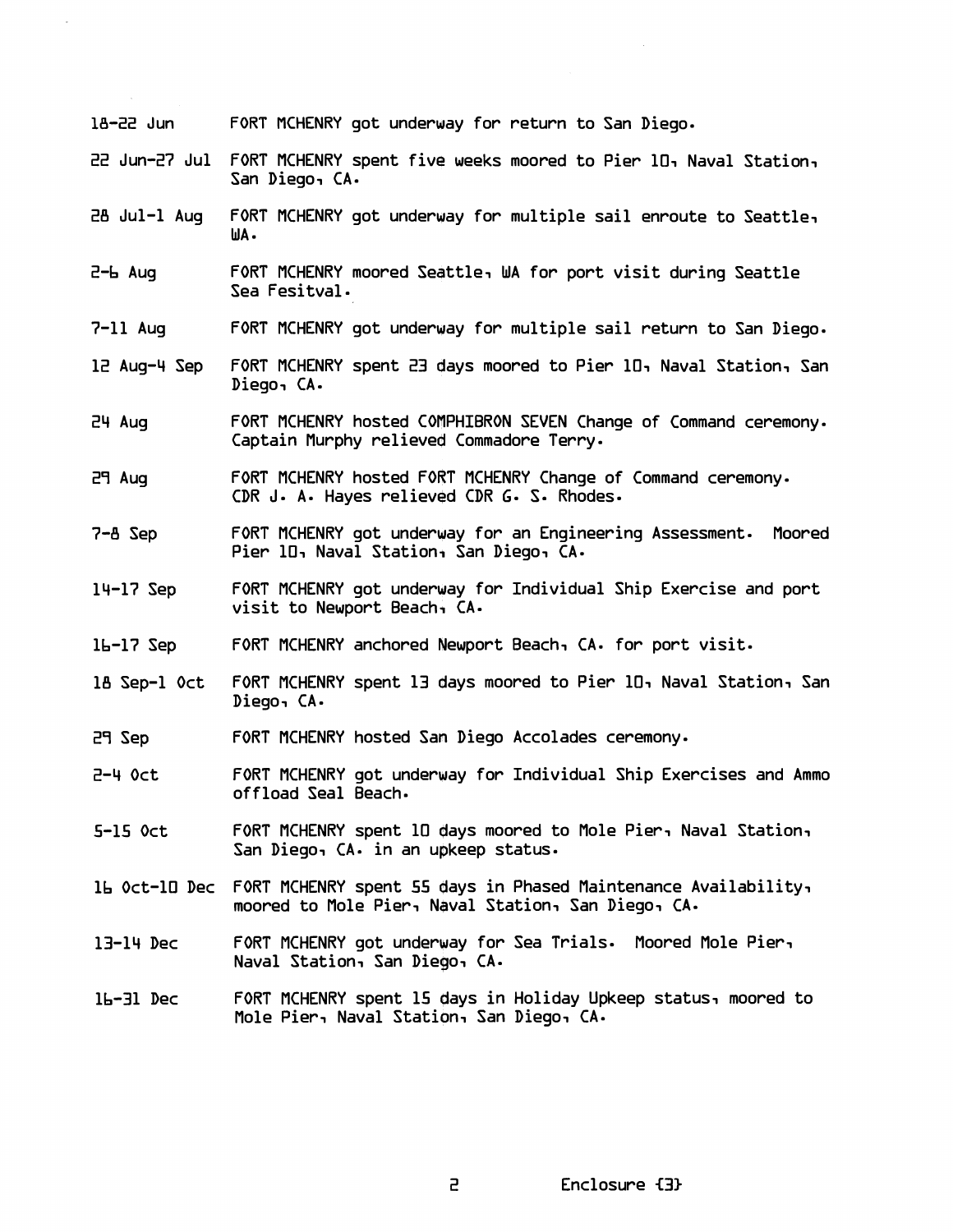| | |
|---|---|
| 18-22 Jun | FORT MCHENRY got underway for return to San Diego. |
| 22 Jun-27 Jul | FORT MCHENRY spent five weeks moored to Pier 10, Naval Station, San Diego, CA. |
| 28 Jul-1 Aug | FORT MCHENRY got underway for multiple sail enroute to Seattle, WA. |
| 2-6 Aug | FORT MCHENRY moored Seattle, WA for port visit during Seattle Sea Fesitval. |
| 7-11 Aug | FORT MCHENRY got underway for multiple sail return to San Diego. |
| 12 Aug-4 Sep | FORT MCHENRY spent 23 days moored to Pier 10, Naval Station, San Diego, CA. |
| 24 Aug | FORT MCHENRY hosted COMPHIBRON SEVEN Change of Command ceremony. Captain Murphy relieved Commadore Terry. |
| 29 Aug | FORT MCHENRY hosted FORT MCHENRY Change of Command ceremony. CDR J. A. Hayes relieved CDR G. S. Rhodes. |
| 7-8 Sep | FORT MCHENRY got underway for an Engineering Assessment. Moored Pier 10, Naval Station, San Diego, CA. |
| 14-17 Sep | FORT MCHENRY got underway for Individual Ship Exercise and port visit to Newport Beach, CA. |
| 16-17 Sep | FORT MCHENRY anchored Newport Beach, CA. for port visit. |
| 18 Sep-1 Oct | FORT MCHENRY spent 13 days moored to Pier 10, Naval Station, San Diego, CA. |
| 29 Sep | FORT MCHENRY hosted San Diego Accolades ceremony. |
| 2-4 Oct | FORT MCHENRY got underway for Individual Ship Exercises and Ammo offload Seal Beach. |
| 5-15 Oct | FORT MCHENRY spent 10 days moored to Mole Pier, Naval Station, San Diego, CA. in an upkeep status. |
| 16 Oct-10 Dec | FORT MCHENRY spent 55 days in Phased Maintenance Availability, moored to Mole Pier, Naval Station, San Diego, CA. |
| 13-14 Dec | FORT MCHENRY got underway for Sea Trials. Moored Mole Pier, Naval Station, San Diego, CA. |
| 16-31 Dec | FORT MCHENRY spent 15 days in Holiday Upkeep status, moored to Mole Pier, Naval Station, San Diego, CA. |

Enclosure (3)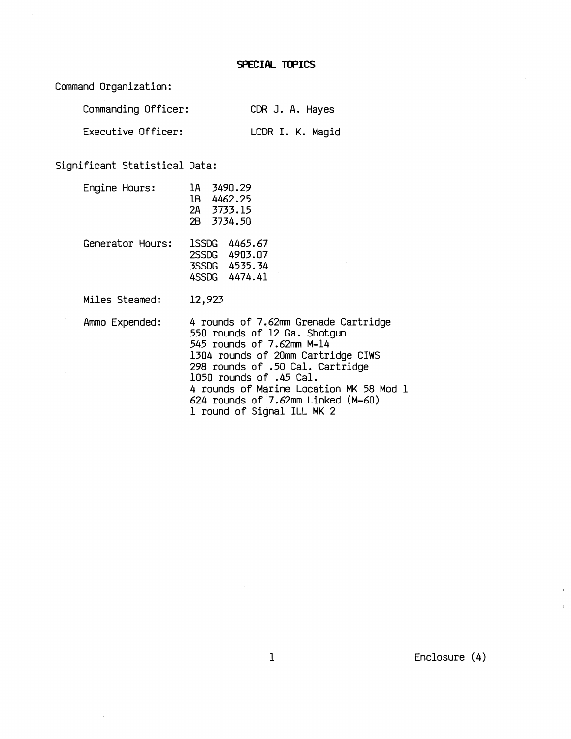## SPECIAL TOPICS

Command Organization:

| | |
|---|---|
| Commanding Officer: | CDR J. A. Hayes |
| Executive Officer: | LCDR I. K. Magid |

Significant Statistical Data:

Engine Hours:
1A 3490.29
1B 4462.25
2A 3733.15
2B 3734.50

Generator Hours:
1SSDG 4465.67
2SSDG 4903.07
3SSDG 4535.34
4SSDG 4474.41

Miles Steamed: 12,923

Ammo Expended:
4 rounds of 7.62mm Grenade Cartridge
550 rounds of 12 Ga. Shotgun
545 rounds of 7.62mm M-14
1304 rounds of 20mm Cartridge CIWS
298 rounds of .50 Cal. Cartridge
1050 rounds of .45 Cal.
4 rounds of Marine Location MK 58 Mod 1
624 rounds of 7.62mm Linked (M-60)
1 round of Signal ILL MK 2

Enclosure (4)